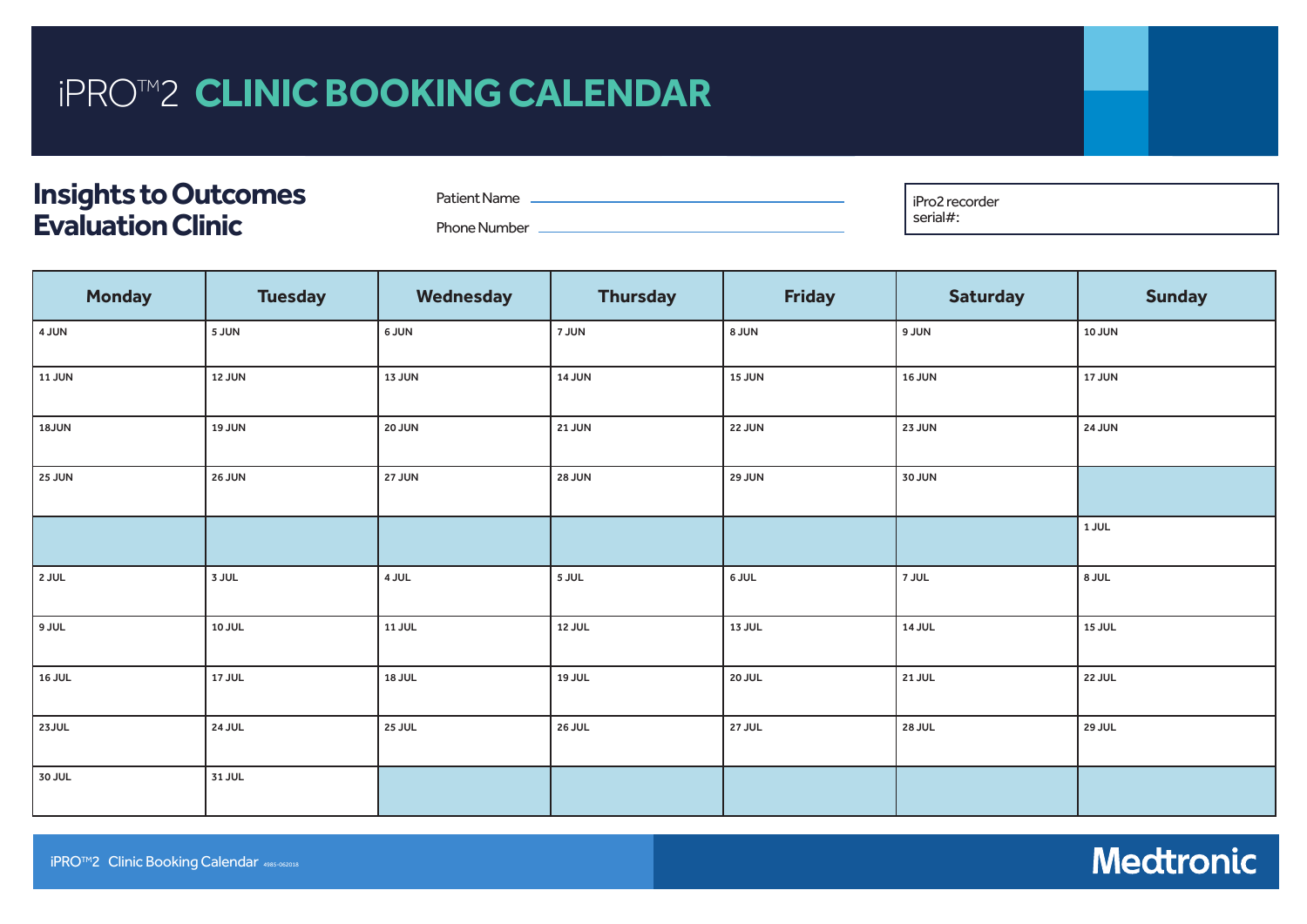# iPRO™2 CLINIC BOOKING CALENDAR

## Insights to Outcomes Evaluation Clinic

Patient Name ______________________________

Phone Number ______________________________

iPro2 recorder serial#:

| Monday | Tuesday | Wednesday | Thursday | Friday | Saturday | Sunday |
|---|---|---|---|---|---|---|
| 4 JUN | 5 JUN | 6 JUN | 7 JUN | 8 JUN | 9 JUN | 10 JUN |
| 11 JUN | 12 JUN | 13 JUN | 14 JUN | 15 JUN | 16 JUN | 17 JUN |
| 18JUN | 19 JUN | 20 JUN | 21 JUN | 22 JUN | 23 JUN | 24 JUN |
| 25 JUN | 26 JUN | 27 JUN | 28 JUN | 29 JUN | 30 JUN | |
| | | | | | | 1 JUL |
| 2 JUL | 3 JUL | 4 JUL | 5 JUL | 6 JUL | 7 JUL | 8 JUL |
| 9 JUL | 10 JUL | 11 JUL | 12 JUL | 13 JUL | 14 JUL | 15 JUL |
| 16 JUL | 17 JUL | 18 JUL | 19 JUL | 20 JUL | 21 JUL | 22 JUL |
| 23JUL | 24 JUL | 25 JUL | 26 JUL | 27 JUL | 28 JUL | 29 JUL |
| 30 JUL | 31 JUL | | | | | |

iPRO™2 Clinic Booking Calendar 4985-062018

Medtronic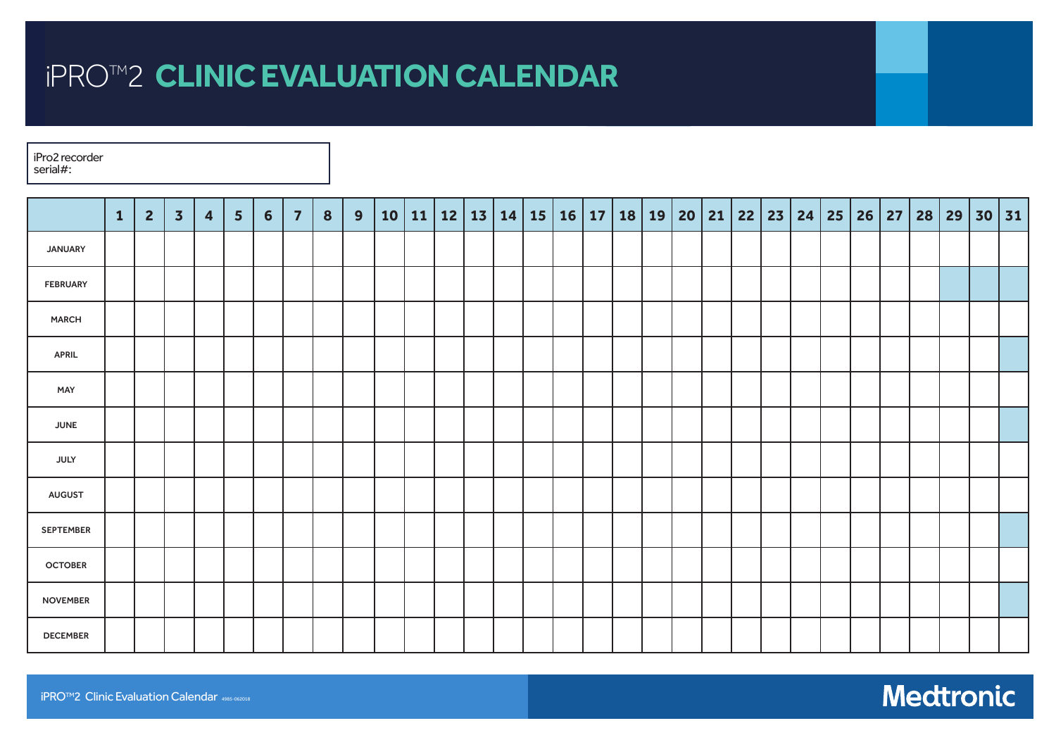# iPRO™2 CLINIC EVALUATION CALENDAR

iPro2 recorder serial#:

| | 1 | 2 | 3 | 4 | 5 | 6 | 7 | 8 | 9 | 10 | 11 | 12 | 13 | 14 | 15 | 16 | 17 | 18 | 19 | 20 | 21 | 22 | 23 | 24 | 25 | 26 | 27 | 28 | 29 | 30 | 31 |
|---|---|---|---|---|---|---|---|---|---|---|---|---|---|---|---|---|---|---|---|---|---|---|---|---|---|---|---|---|---|---|---|
| JANUARY | | | | | | | | | | | | | | | | | | | | | | | | | | | | | | | |
| FEBRUARY | | | | | | | | | | | | | | | | | | | | | | | | | | | | | | | |
| MARCH | | | | | | | | | | | | | | | | | | | | | | | | | | | | | | | |
| APRIL | | | | | | | | | | | | | | | | | | | | | | | | | | | | | | | |
| MAY | | | | | | | | | | | | | | | | | | | | | | | | | | | | | | | |
| JUNE | | | | | | | | | | | | | | | | | | | | | | | | | | | | | | | |
| JULY | | | | | | | | | | | | | | | | | | | | | | | | | | | | | | | |
| AUGUST | | | | | | | | | | | | | | | | | | | | | | | | | | | | | | | |
| SEPTEMBER | | | | | | | | | | | | | | | | | | | | | | | | | | | | | | | |
| OCTOBER | | | | | | | | | | | | | | | | | | | | | | | | | | | | | | | |
| NOVEMBER | | | | | | | | | | | | | | | | | | | | | | | | | | | | | | | |
| DECEMBER | | | | | | | | | | | | | | | | | | | | | | | | | | | | | | | |

iPRO™2 Clinic Evaluation Calendar 4985-062018

Medtronic